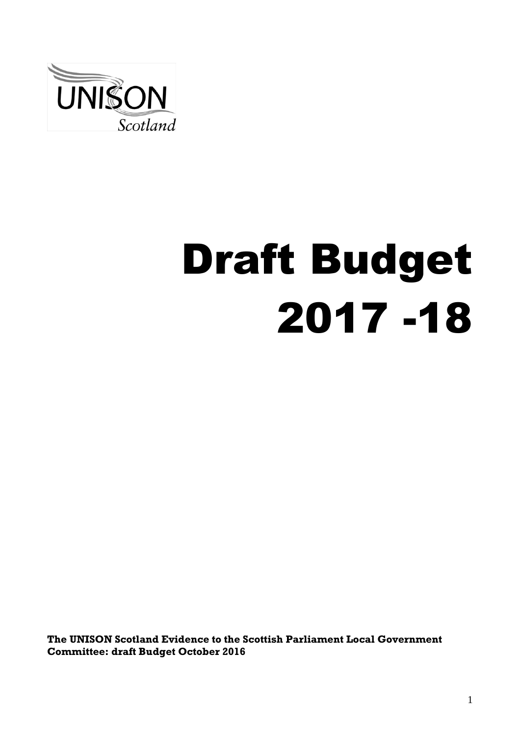UNISON

Scotland

# Draft Budget 2017 -18

**The UNISON Scotland Evidence to the Scottish Parliament Local Government Committee: draft Budget October 2016**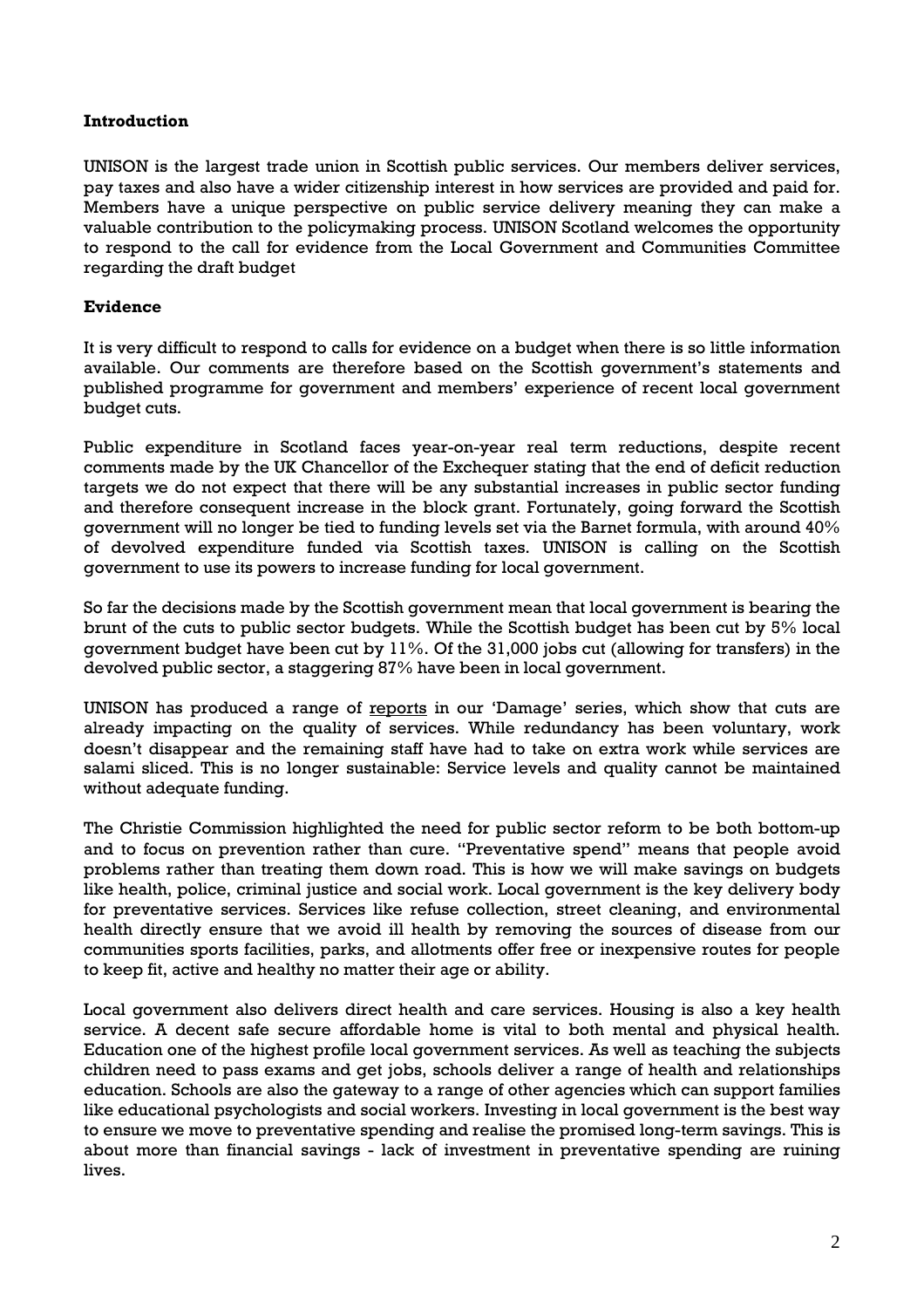**Introduction**

UNISON is the largest trade union in Scottish public services. Our members deliver services, pay taxes and also have a wider citizenship interest in how services are provided and paid for. Members have a unique perspective on public service delivery meaning they can make a valuable contribution to the policymaking process. UNISON Scotland welcomes the opportunity to respond to the call for evidence from the Local Government and Communities Committee regarding the draft budget

**Evidence**

It is very difficult to respond to calls for evidence on a budget when there is so little information available. Our comments are therefore based on the Scottish government's statements and published programme for government and members' experience of recent local government budget cuts.

Public expenditure in Scotland faces year-on-year real term reductions, despite recent comments made by the UK Chancellor of the Exchequer stating that the end of deficit reduction targets we do not expect that there will be any substantial increases in public sector funding and therefore consequent increase in the block grant. Fortunately, going forward the Scottish government will no longer be tied to funding levels set via the Barnet formula, with around 40% of devolved expenditure funded via Scottish taxes. UNISON is calling on the Scottish government to use its powers to increase funding for local government.

So far the decisions made by the Scottish government mean that local government is bearing the brunt of the cuts to public sector budgets. While the Scottish budget has been cut by 5% local government budget have been cut by 11%. Of the 31,000 jobs cut (allowing for transfers) in the devolved public sector, a staggering 87% have been in local government.

UNISON has produced a range of reports in our 'Damage' series, which show that cuts are already impacting on the quality of services. While redundancy has been voluntary, work doesn't disappear and the remaining staff have had to take on extra work while services are salami sliced. This is no longer sustainable: Service levels and quality cannot be maintained without adequate funding.

The Christie Commission highlighted the need for public sector reform to be both bottom-up and to focus on prevention rather than cure. "Preventative spend" means that people avoid problems rather than treating them down road. This is how we will make savings on budgets like health, police, criminal justice and social work. Local government is the key delivery body for preventative services. Services like refuse collection, street cleaning, and environmental health directly ensure that we avoid ill health by removing the sources of disease from our communities sports facilities, parks, and allotments offer free or inexpensive routes for people to keep fit, active and healthy no matter their age or ability.

Local government also delivers direct health and care services. Housing is also a key health service. A decent safe secure affordable home is vital to both mental and physical health. Education one of the highest profile local government services. As well as teaching the subjects children need to pass exams and get jobs, schools deliver a range of health and relationships education. Schools are also the gateway to a range of other agencies which can support families like educational psychologists and social workers. Investing in local government is the best way to ensure we move to preventative spending and realise the promised long-term savings. This is about more than financial savings - lack of investment in preventative spending are ruining lives.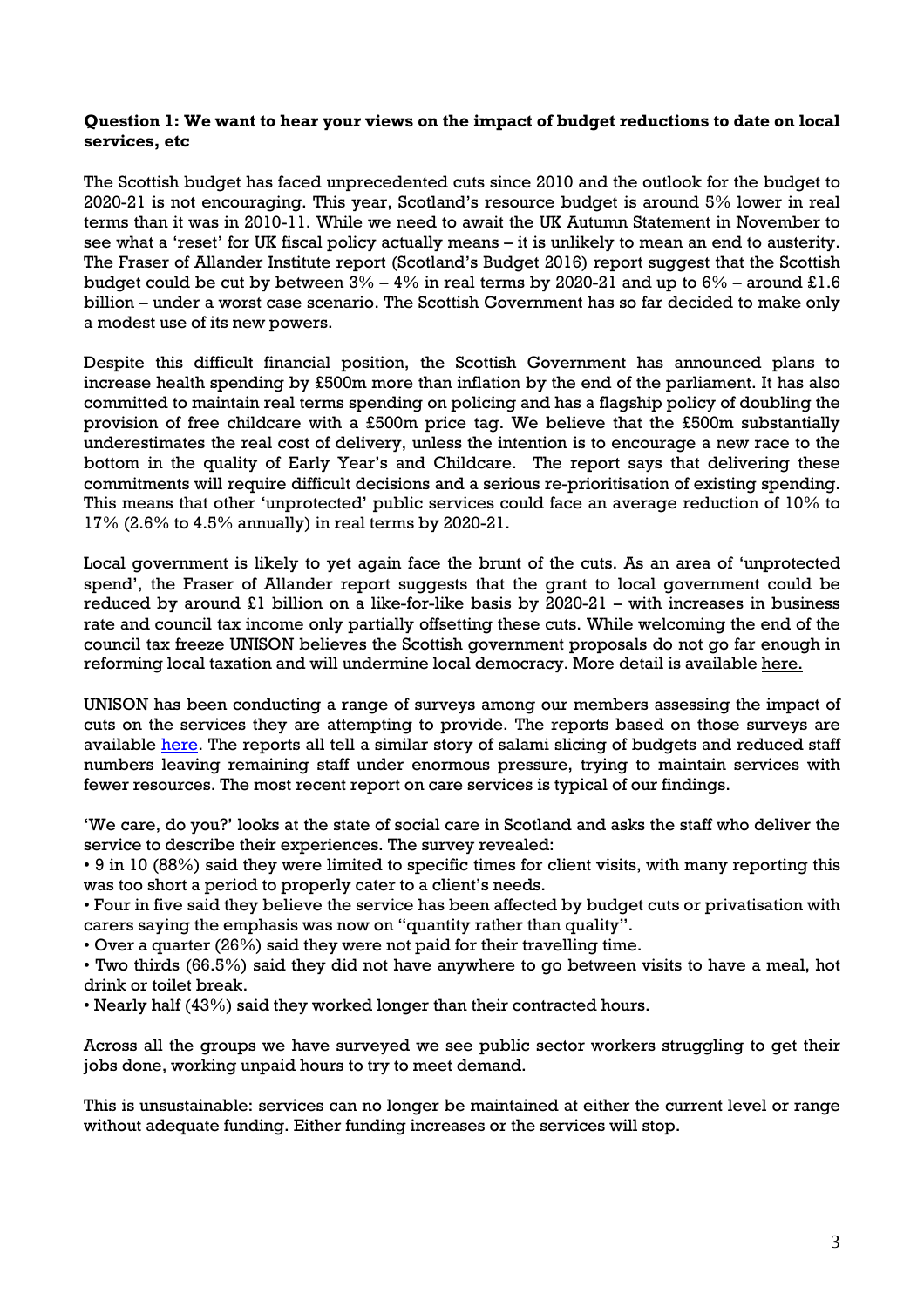**Question 1: We want to hear your views on the impact of budget reductions to date on local services, etc**

The Scottish budget has faced unprecedented cuts since 2010 and the outlook for the budget to 2020-21 is not encouraging. This year, Scotland's resource budget is around 5% lower in real terms than it was in 2010-11. While we need to await the UK Autumn Statement in November to see what a 'reset' for UK fiscal policy actually means – it is unlikely to mean an end to austerity. The Fraser of Allander Institute report (Scotland's Budget 2016) report suggest that the Scottish budget could be cut by between 3% – 4% in real terms by 2020-21 and up to 6% – around £1.6 billion – under a worst case scenario. The Scottish Government has so far decided to make only a modest use of its new powers.

Despite this difficult financial position, the Scottish Government has announced plans to increase health spending by £500m more than inflation by the end of the parliament. It has also committed to maintain real terms spending on policing and has a flagship policy of doubling the provision of free childcare with a £500m price tag. We believe that the £500m substantially underestimates the real cost of delivery, unless the intention is to encourage a new race to the bottom in the quality of Early Year's and Childcare. The report says that delivering these commitments will require difficult decisions and a serious re-prioritisation of existing spending. This means that other 'unprotected' public services could face an average reduction of 10% to 17% (2.6% to 4.5% annually) in real terms by 2020-21.

Local government is likely to yet again face the brunt of the cuts. As an area of 'unprotected spend', the Fraser of Allander report suggests that the grant to local government could be reduced by around £1 billion on a like-for-like basis by 2020-21 – with increases in business rate and council tax income only partially offsetting these cuts. While welcoming the end of the council tax freeze UNISON believes the Scottish government proposals do not go far enough in reforming local taxation and will undermine local democracy. More detail is available here.

UNISON has been conducting a range of surveys among our members assessing the impact of cuts on the services they are attempting to provide. The reports based on those surveys are available here. The reports all tell a similar story of salami slicing of budgets and reduced staff numbers leaving remaining staff under enormous pressure, trying to maintain services with fewer resources. The most recent report on care services is typical of our findings.

'We care, do you?' looks at the state of social care in Scotland and asks the staff who deliver the service to describe their experiences. The survey revealed:

- 9 in 10 (88%) said they were limited to specific times for client visits, with many reporting this was too short a period to properly cater to a client's needs.
- Four in five said they believe the service has been affected by budget cuts or privatisation with carers saying the emphasis was now on "quantity rather than quality".
- Over a quarter (26%) said they were not paid for their travelling time.
- Two thirds (66.5%) said they did not have anywhere to go between visits to have a meal, hot drink or toilet break.
- Nearly half (43%) said they worked longer than their contracted hours.

Across all the groups we have surveyed we see public sector workers struggling to get their jobs done, working unpaid hours to try to meet demand.

This is unsustainable: services can no longer be maintained at either the current level or range without adequate funding. Either funding increases or the services will stop.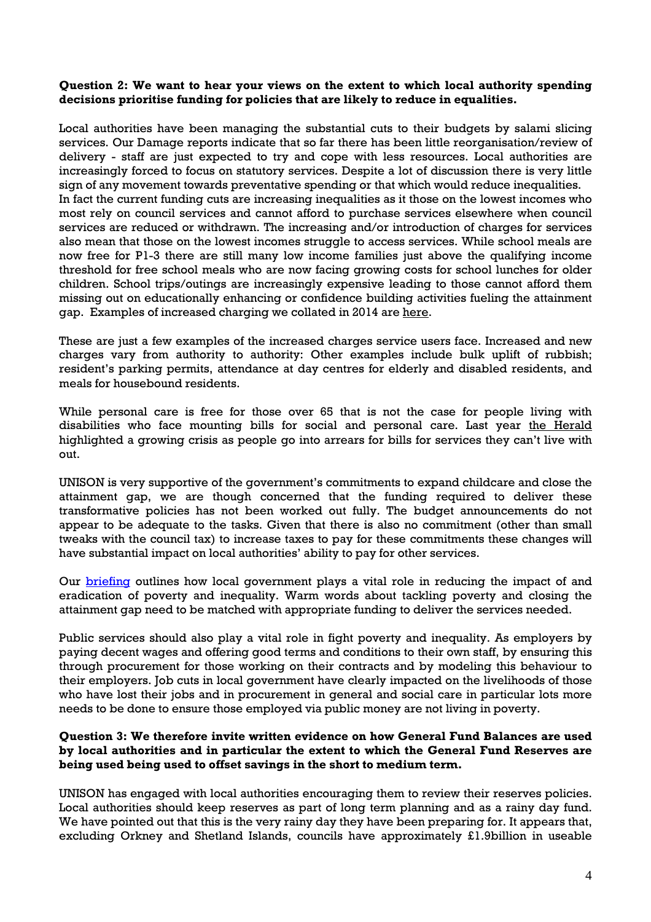**Question 2: We want to hear your views on the extent to which local authority spending decisions prioritise funding for policies that are likely to reduce in equalities.**

Local authorities have been managing the substantial cuts to their budgets by salami slicing services. Our Damage reports indicate that so far there has been little reorganisation/review of delivery - staff are just expected to try and cope with less resources. Local authorities are increasingly forced to focus on statutory services. Despite a lot of discussion there is very little sign of any movement towards preventative spending or that which would reduce inequalities. In fact the current funding cuts are increasing inequalities as it those on the lowest incomes who most rely on council services and cannot afford to purchase services elsewhere when council services are reduced or withdrawn. The increasing and/or introduction of charges for services also mean that those on the lowest incomes struggle to access services. While school meals are now free for P1-3 there are still many low income families just above the qualifying income threshold for free school meals who are now facing growing costs for school lunches for older children. School trips/outings are increasingly expensive leading to those cannot afford them missing out on educationally enhancing or confidence building activities fueling the attainment gap. Examples of increased charging we collated in 2014 are here.

These are just a few examples of the increased charges service users face. Increased and new charges vary from authority to authority: Other examples include bulk uplift of rubbish; resident's parking permits, attendance at day centres for elderly and disabled residents, and meals for housebound residents.

While personal care is free for those over 65 that is not the case for people living with disabilities who face mounting bills for social and personal care. Last year the Herald highlighted a growing crisis as people go into arrears for bills for services they can't live with out.

UNISON is very supportive of the government's commitments to expand childcare and close the attainment gap, we are though concerned that the funding required to deliver these transformative policies has not been worked out fully. The budget announcements do not appear to be adequate to the tasks. Given that there is also no commitment (other than small tweaks with the council tax) to increase taxes to pay for these commitments these changes will have substantial impact on local authorities' ability to pay for other services.

Our briefing outlines how local government plays a vital role in reducing the impact of and eradication of poverty and inequality. Warm words about tackling poverty and closing the attainment gap need to be matched with appropriate funding to deliver the services needed.

Public services should also play a vital role in fight poverty and inequality. As employers by paying decent wages and offering good terms and conditions to their own staff, by ensuring this through procurement for those working on their contracts and by modeling this behaviour to their employers. Job cuts in local government have clearly impacted on the livelihoods of those who have lost their jobs and in procurement in general and social care in particular lots more needs to be done to ensure those employed via public money are not living in poverty.

**Question 3: We therefore invite written evidence on how General Fund Balances are used by local authorities and in particular the extent to which the General Fund Reserves are being used being used to offset savings in the short to medium term.**

UNISON has engaged with local authorities encouraging them to review their reserves policies. Local authorities should keep reserves as part of long term planning and as a rainy day fund. We have pointed out that this is the very rainy day they have been preparing for. It appears that, excluding Orkney and Shetland Islands, councils have approximately £1.9billion in useable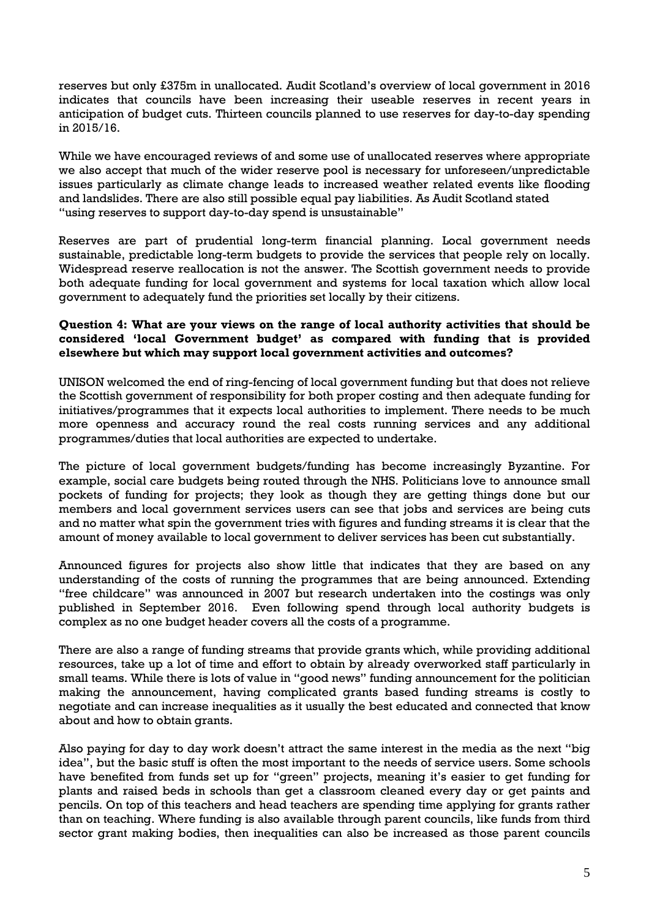reserves but only £375m in unallocated. Audit Scotland's overview of local government in 2016 indicates that councils have been increasing their useable reserves in recent years in anticipation of budget cuts. Thirteen councils planned to use reserves for day-to-day spending in 2015/16.

While we have encouraged reviews of and some use of unallocated reserves where appropriate we also accept that much of the wider reserve pool is necessary for unforeseen/unpredictable issues particularly as climate change leads to increased weather related events like flooding and landslides. There are also still possible equal pay liabilities. As Audit Scotland stated "using reserves to support day-to-day spend is unsustainable"

Reserves are part of prudential long-term financial planning. Local government needs sustainable, predictable long-term budgets to provide the services that people rely on locally. Widespread reserve reallocation is not the answer. The Scottish government needs to provide both adequate funding for local government and systems for local taxation which allow local government to adequately fund the priorities set locally by their citizens.

**Question 4: What are your views on the range of local authority activities that should be considered 'local Government budget' as compared with funding that is provided elsewhere but which may support local government activities and outcomes?**

UNISON welcomed the end of ring-fencing of local government funding but that does not relieve the Scottish government of responsibility for both proper costing and then adequate funding for initiatives/programmes that it expects local authorities to implement. There needs to be much more openness and accuracy round the real costs running services and any additional programmes/duties that local authorities are expected to undertake.

The picture of local government budgets/funding has become increasingly Byzantine. For example, social care budgets being routed through the NHS. Politicians love to announce small pockets of funding for projects; they look as though they are getting things done but our members and local government services users can see that jobs and services are being cuts and no matter what spin the government tries with figures and funding streams it is clear that the amount of money available to local government to deliver services has been cut substantially.

Announced figures for projects also show little that indicates that they are based on any understanding of the costs of running the programmes that are being announced. Extending "free childcare" was announced in 2007 but research undertaken into the costings was only published in September 2016. Even following spend through local authority budgets is complex as no one budget header covers all the costs of a programme.

There are also a range of funding streams that provide grants which, while providing additional resources, take up a lot of time and effort to obtain by already overworked staff particularly in small teams. While there is lots of value in "good news" funding announcement for the politician making the announcement, having complicated grants based funding streams is costly to negotiate and can increase inequalities as it usually the best educated and connected that know about and how to obtain grants.

Also paying for day to day work doesn't attract the same interest in the media as the next "big idea", but the basic stuff is often the most important to the needs of service users. Some schools have benefited from funds set up for "green" projects, meaning it's easier to get funding for plants and raised beds in schools than get a classroom cleaned every day or get paints and pencils. On top of this teachers and head teachers are spending time applying for grants rather than on teaching. Where funding is also available through parent councils, like funds from third sector grant making bodies, then inequalities can also be increased as those parent councils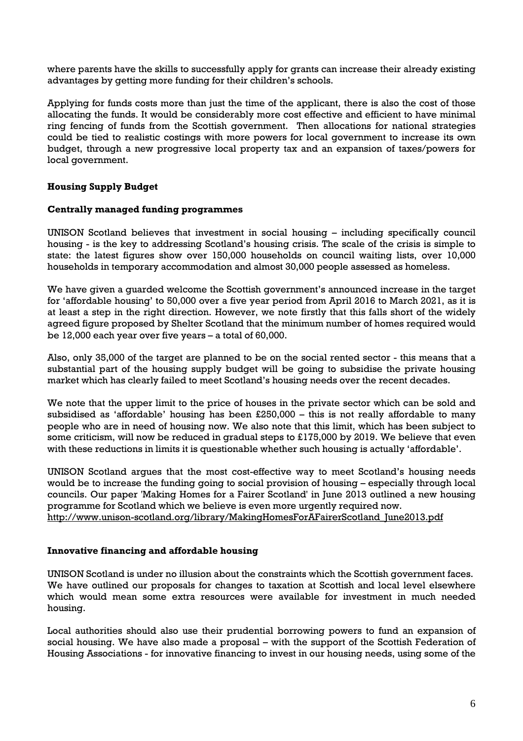where parents have the skills to successfully apply for grants can increase their already existing advantages by getting more funding for their children's schools.

Applying for funds costs more than just the time of the applicant, there is also the cost of those allocating the funds. It would be considerably more cost effective and efficient to have minimal ring fencing of funds from the Scottish government. Then allocations for national strategies could be tied to realistic costings with more powers for local government to increase its own budget, through a new progressive local property tax and an expansion of taxes/powers for local government.

**Housing Supply Budget**

**Centrally managed funding programmes**

UNISON Scotland believes that investment in social housing – including specifically council housing - is the key to addressing Scotland's housing crisis. The scale of the crisis is simple to state: the latest figures show over 150,000 households on council waiting lists, over 10,000 households in temporary accommodation and almost 30,000 people assessed as homeless.

We have given a guarded welcome the Scottish government's announced increase in the target for 'affordable housing' to 50,000 over a five year period from April 2016 to March 2021, as it is at least a step in the right direction. However, we note firstly that this falls short of the widely agreed figure proposed by Shelter Scotland that the minimum number of homes required would be 12,000 each year over five years – a total of 60,000.

Also, only 35,000 of the target are planned to be on the social rented sector - this means that a substantial part of the housing supply budget will be going to subsidise the private housing market which has clearly failed to meet Scotland's housing needs over the recent decades.

We note that the upper limit to the price of houses in the private sector which can be sold and subsidised as 'affordable' housing has been £250,000 – this is not really affordable to many people who are in need of housing now. We also note that this limit, which has been subject to some criticism, will now be reduced in gradual steps to £175,000 by 2019. We believe that even with these reductions in limits it is questionable whether such housing is actually 'affordable'.

UNISON Scotland argues that the most cost-effective way to meet Scotland's housing needs would be to increase the funding going to social provision of housing – especially through local councils. Our paper 'Making Homes for a Fairer Scotland' in June 2013 outlined a new housing programme for Scotland which we believe is even more urgently required now.
http://www.unison-scotland.org/library/MakingHomesForAFairerScotland_June2013.pdf

**Innovative financing and affordable housing**

UNISON Scotland is under no illusion about the constraints which the Scottish government faces. We have outlined our proposals for changes to taxation at Scottish and local level elsewhere which would mean some extra resources were available for investment in much needed housing.

Local authorities should also use their prudential borrowing powers to fund an expansion of social housing. We have also made a proposal – with the support of the Scottish Federation of Housing Associations - for innovative financing to invest in our housing needs, using some of the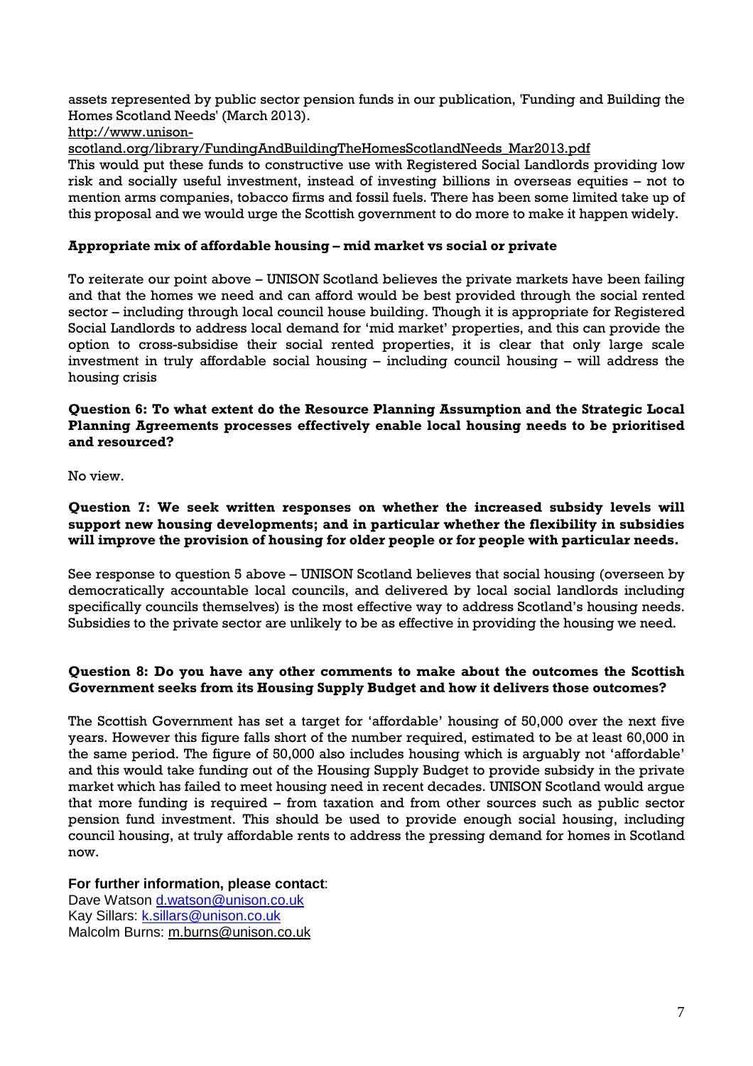assets represented by public sector pension funds in our publication, 'Funding and Building the Homes Scotland Needs' (March 2013).
http://www.unison-scotland.org/library/FundingAndBuildingTheHomesScotlandNeeds_Mar2013.pdf
This would put these funds to constructive use with Registered Social Landlords providing low risk and socially useful investment, instead of investing billions in overseas equities – not to mention arms companies, tobacco firms and fossil fuels. There has been some limited take up of this proposal and we would urge the Scottish government to do more to make it happen widely.

**Appropriate mix of affordable housing – mid market vs social or private**

To reiterate our point above – UNISON Scotland believes the private markets have been failing and that the homes we need and can afford would be best provided through the social rented sector – including through local council house building. Though it is appropriate for Registered Social Landlords to address local demand for 'mid market' properties, and this can provide the option to cross-subsidise their social rented properties, it is clear that only large scale investment in truly affordable social housing – including council housing – will address the housing crisis

**Question 6: To what extent do the Resource Planning Assumption and the Strategic Local Planning Agreements processes effectively enable local housing needs to be prioritised and resourced?**

No view.

**Question 7: We seek written responses on whether the increased subsidy levels will support new housing developments; and in particular whether the flexibility in subsidies will improve the provision of housing for older people or for people with particular needs.**

See response to question 5 above – UNISON Scotland believes that social housing (overseen by democratically accountable local councils, and delivered by local social landlords including specifically councils themselves) is the most effective way to address Scotland's housing needs. Subsidies to the private sector are unlikely to be as effective in providing the housing we need.

**Question 8: Do you have any other comments to make about the outcomes the Scottish Government seeks from its Housing Supply Budget and how it delivers those outcomes?**

The Scottish Government has set a target for 'affordable' housing of 50,000 over the next five years. However this figure falls short of the number required, estimated to be at least 60,000 in the same period. The figure of 50,000 also includes housing which is arguably not 'affordable' and this would take funding out of the Housing Supply Budget to provide subsidy in the private market which has failed to meet housing need in recent decades. UNISON Scotland would argue that more funding is required – from taxation and from other sources such as public sector pension fund investment. This should be used to provide enough social housing, including council housing, at truly affordable rents to address the pressing demand for homes in Scotland now.

**For further information, please contact**:
Dave Watson d.watson@unison.co.uk
Kay Sillars: k.sillars@unison.co.uk
Malcolm Burns: m.burns@unison.co.uk